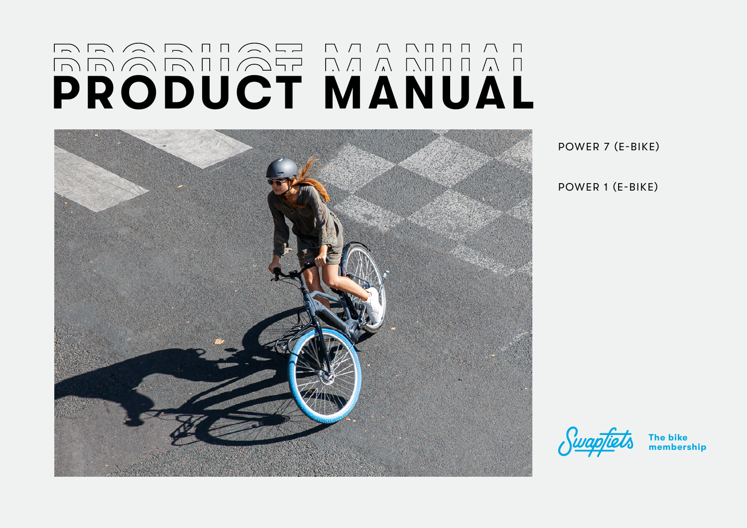# PRODUCT MANUAL

POWER 7 (E-BIKE)

POWER 1 (E-BIKE)

Swapfiets The bike membership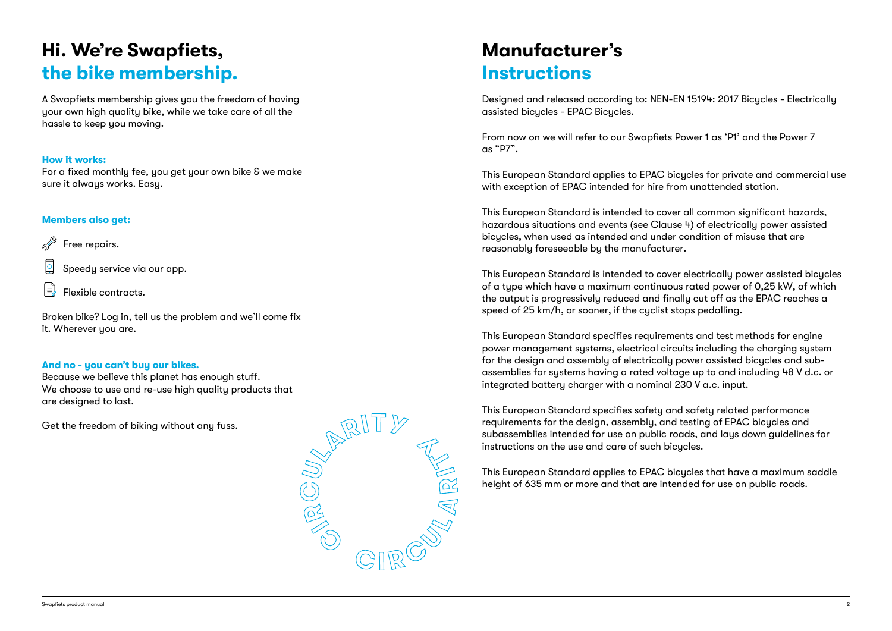# Hi. We're Swapfiets, the bike membership.

A Swapfiets membership gives you the freedom of having your own high quality bike, while we take care of all the hassle to keep you moving.

**How it works:**

For a fixed monthly fee, you get your own bike & we make sure it always works. Easy.

**Members also get:**

- Free repairs.
- Speedy service via our app.
- Flexible contracts.

Broken bike? Log in, tell us the problem and we'll come fix it. Wherever you are.

**And no - you can't buy our bikes.**

Because we believe this planet has enough stuff. We choose to use and re-use high quality products that are designed to last.

Get the freedom of biking without any fuss.

CIRCULARITY CIRCULARITY

# Manufacturer's Instructions

Designed and released according to: NEN-EN 15194: 2017 Bicycles - Electrically assisted bicycles - EPAC Bicycles.

From now on we will refer to our Swapfiets Power 1 as 'P1' and the Power 7 as "P7".

This European Standard applies to EPAC bicycles for private and commercial use with exception of EPAC intended for hire from unattended station.

This European Standard is intended to cover all common significant hazards, hazardous situations and events (see Clause 4) of electrically power assisted bicycles, when used as intended and under condition of misuse that are reasonably foreseeable by the manufacturer.

This European Standard is intended to cover electrically power assisted bicycles of a type which have a maximum continuous rated power of 0,25 kW, of which the output is progressively reduced and finally cut off as the EPAC reaches a speed of 25 km/h, or sooner, if the cyclist stops pedalling.

This European Standard specifies requirements and test methods for engine power management systems, electrical circuits including the charging system for the design and assembly of electrically power assisted bicycles and sub-assemblies for systems having a rated voltage up to and including 48 V d.c. or integrated battery charger with a nominal 230 V a.c. input.

This European Standard specifies safety and safety related performance requirements for the design, assembly, and testing of EPAC bicycles and subassemblies intended for use on public roads, and lays down guidelines for instructions on the use and care of such bicycles.

This European Standard applies to EPAC bicycles that have a maximum saddle height of 635 mm or more and that are intended for use on public roads.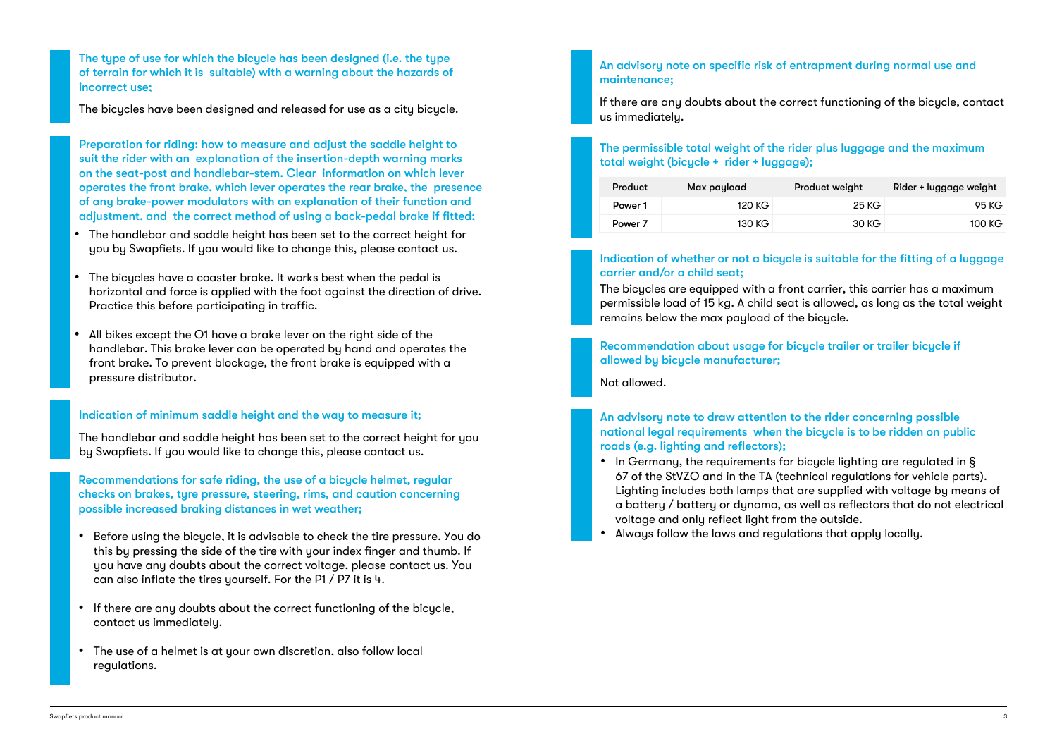### The type of use for which the bicycle has been designed (i.e. the type of terrain for which it is suitable) with a warning about the hazards of incorrect use;

The bicycles have been designed and released for use as a city bicycle.

### Preparation for riding: how to measure and adjust the saddle height to suit the rider with an explanation of the insertion-depth warning marks on the seat-post and handlebar-stem. Clear information on which lever operates the front brake, which lever operates the rear brake, the presence of any brake-power modulators with an explanation of their function and adjustment, and the correct method of using a back-pedal brake if fitted;

- The handlebar and saddle height has been set to the correct height for you by Swapfiets. If you would like to change this, please contact us.
- The bicycles have a coaster brake. It works best when the pedal is horizontal and force is applied with the foot against the direction of drive. Practice this before participating in traffic.
- All bikes except the O1 have a brake lever on the right side of the handlebar. This brake lever can be operated by hand and operates the front brake. To prevent blockage, the front brake is equipped with a pressure distributor.

### Indication of minimum saddle height and the way to measure it;

The handlebar and saddle height has been set to the correct height for you by Swapfiets. If you would like to change this, please contact us.

### Recommendations for safe riding, the use of a bicycle helmet, regular checks on brakes, tyre pressure, steering, rims, and caution concerning possible increased braking distances in wet weather;

- Before using the bicycle, it is advisable to check the tire pressure. You do this by pressing the side of the tire with your index finger and thumb. If you have any doubts about the correct voltage, please contact us. You can also inflate the tires yourself. For the P1 / P7 it is 4.
- If there are any doubts about the correct functioning of the bicycle, contact us immediately.
- The use of a helmet is at your own discretion, also follow local regulations.

### An advisory note on specific risk of entrapment during normal use and maintenance;

If there are any doubts about the correct functioning of the bicycle, contact us immediately.

### The permissible total weight of the rider plus luggage and the maximum total weight (bicycle + rider + luggage);

| Product | Max payload | Product weight | Rider + luggage weight |
|---|---|---|---|
| Power 1 | 120 KG | 25 KG | 95 KG |
| Power 7 | 130 KG | 30 KG | 100 KG |

### Indication of whether or not a bicycle is suitable for the fitting of a luggage carrier and/or a child seat;

The bicycles are equipped with a front carrier, this carrier has a maximum permissible load of 15 kg. A child seat is allowed, as long as the total weight remains below the max payload of the bicycle.

### Recommendation about usage for bicycle trailer or trailer bicycle if allowed by bicycle manufacturer;

Not allowed.

### An advisory note to draw attention to the rider concerning possible national legal requirements when the bicycle is to be ridden on public roads (e.g. lighting and reflectors);

- In Germany, the requirements for bicycle lighting are regulated in § 67 of the StVZO and in the TA (technical regulations for vehicle parts). Lighting includes both lamps that are supplied with voltage by means of a battery / battery or dynamo, as well as reflectors that do not electrical voltage and only reflect light from the outside.
- Always follow the laws and regulations that apply locally.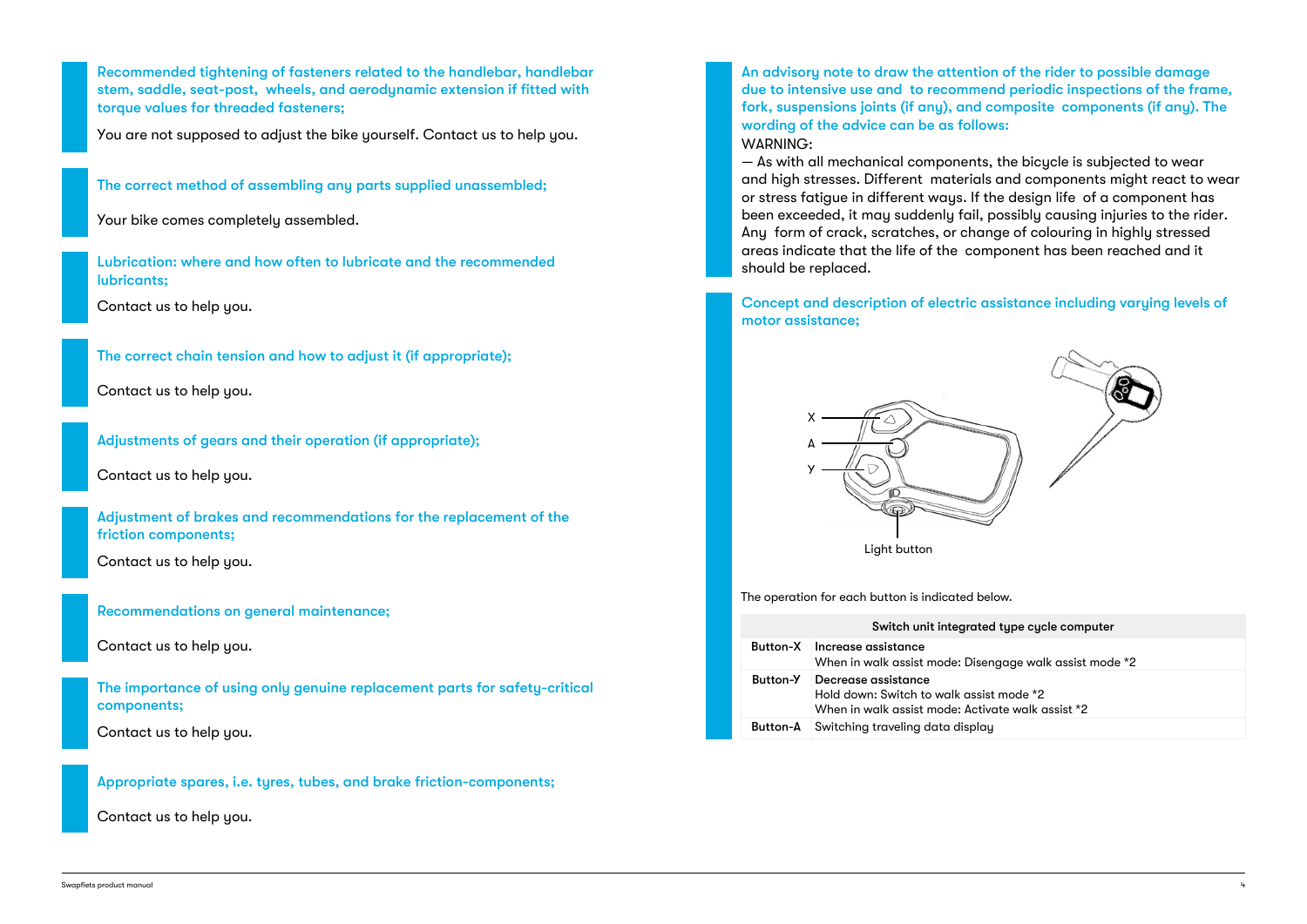### Recommended tightening of fasteners related to the handlebar, handlebar stem, saddle, seat-post, wheels, and aerodynamic extension if fitted with torque values for threaded fasteners;

You are not supposed to adjust the bike yourself. Contact us to help you.

### The correct method of assembling any parts supplied unassembled;

Your bike comes completely assembled.

### Lubrication: where and how often to lubricate and the recommended lubricants;

Contact us to help you.

### The correct chain tension and how to adjust it (if appropriate);

Contact us to help you.

### Adjustments of gears and their operation (if appropriate);

Contact us to help you.

### Adjustment of brakes and recommendations for the replacement of the friction components;

Contact us to help you.

### Recommendations on general maintenance;

Contact us to help you.

### The importance of using only genuine replacement parts for safety-critical components;

Contact us to help you.

### Appropriate spares, i.e. tyres, tubes, and brake friction-components;

Contact us to help you.

### An advisory note to draw the attention of the rider to possible damage due to intensive use and to recommend periodic inspections of the frame, fork, suspensions joints (if any), and composite components (if any). The wording of the advice can be as follows:

WARNING:
— As with all mechanical components, the bicycle is subjected to wear and high stresses. Different materials and components might react to wear or stress fatigue in different ways. If the design life of a component has been exceeded, it may suddenly fail, possibly causing injuries to the rider. Any form of crack, scratches, or change of colouring in highly stressed areas indicate that the life of the component has been reached and it should be replaced.

### Concept and description of electric assistance including varying levels of motor assistance;

X
A
Y
Light button

The operation for each button is indicated below.

| Switch unit integrated type cycle computer | |
|---|---|
| Button-X | Increase assistance<br>When in walk assist mode: Disengage walk assist mode *2 |
| Button-Y | Decrease assistance<br>Hold down: Switch to walk assist mode *2<br>When in walk assist mode: Activate walk assist *2 |
| Button-A | Switching traveling data display |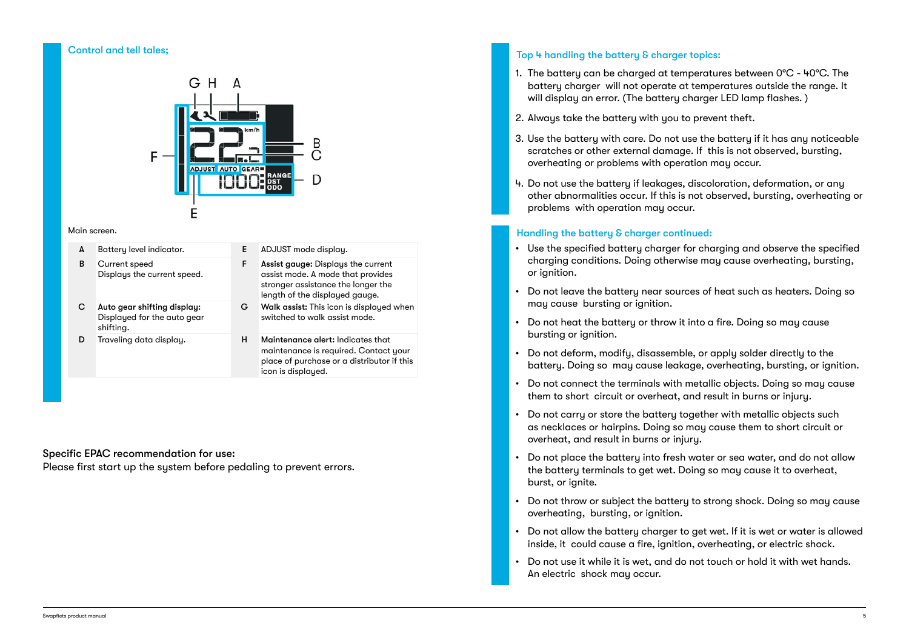## Control and tell tales;

Main screen.

| | | | |
|---|---|---|---|
| A | Battery level indicator. | E | ADJUST mode display. |
| B | Current speed<br>Displays the current speed. | F | **Assist gauge:** Displays the current assist mode. A mode that provides stronger assistance the longer the length of the displayed gauge. |
| C | **Auto gear shifting display:**<br>Displayed for the auto gear shifting. | G | **Walk assist:** This icon is displayed when switched to walk assist mode. |
| D | Traveling data display. | H | **Maintenance alert:** Indicates that maintenance is required. Contact your place of purchase or a distributor if this icon is displayed. |

**Specific EPAC recommendation for use:**
Please first start up the system before pedaling to prevent errors.

## Top 4 handling the battery & charger topics:

1. The battery can be charged at temperatures between 0°C - 40°C. The battery charger will not operate at temperatures outside the range. It will display an error. (The battery charger LED lamp flashes. )
2. Always take the battery with you to prevent theft.
3. Use the battery with care. Do not use the battery if it has any noticeable scratches or other external damage. If this is not observed, bursting, overheating or problems with operation may occur.
4. Do not use the battery if leakages, discoloration, deformation, or any other abnormalities occur. If this is not observed, bursting, overheating or problems with operation may occur.

## Handling the battery & charger continued:

- Use the specified battery charger for charging and observe the specified charging conditions. Doing otherwise may cause overheating, bursting, or ignition.
- Do not leave the battery near sources of heat such as heaters. Doing so may cause bursting or ignition,
- Do not heat the battery or throw it into a fire. Doing so may cause bursting or ignition.
- Do not deform, modify, disassemble, or apply solder directly to the battery. Doing so may cause leakage, overheating, bursting, or ignition.
- Do not connect the terminals with metallic objects. Doing so may cause them to short circuit or overheat, and result in burns or injury.
- Do not carry or store the battery together with metallic objects such as necklaces or hairpins. Doing so may cause them to short circuit or overheat, and result in burns or injury.
- Do not place the battery into fresh water or sea water, and do not allow the battery terminals to get wet. Doing so may cause it to overheat, burst, or ignite.
- Do not throw or subject the battery to strong shock. Doing so may cause overheating, bursting, or ignition.
- Do not allow the battery charger to get wet. If it is wet or water is allowed inside, it could cause a fire, ignition, overheating, or electric shock.
- Do not use it while it is wet, and do not touch or hold it with wet hands. An electric shock may occur.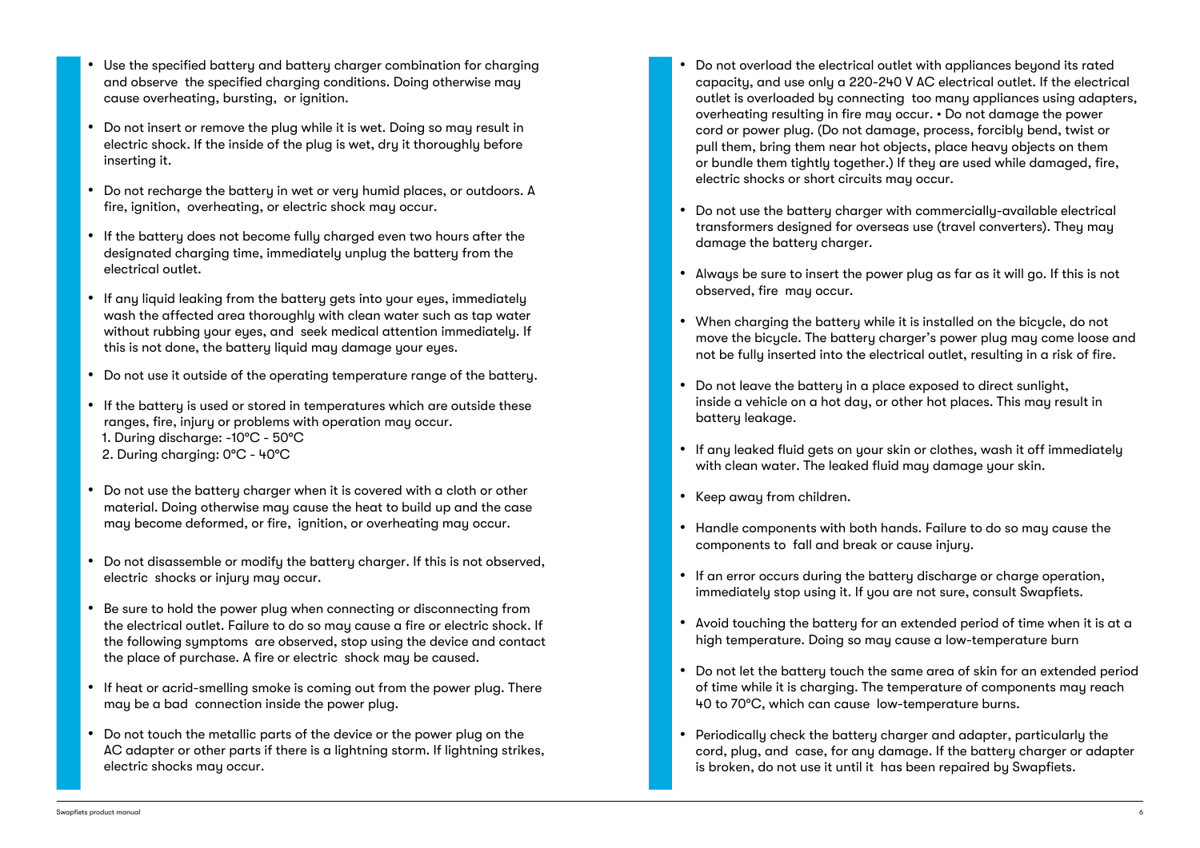- Use the specified battery and battery charger combination for charging and observe the specified charging conditions. Doing otherwise may cause overheating, bursting, or ignition.
- Do not insert or remove the plug while it is wet. Doing so may result in electric shock. If the inside of the plug is wet, dry it thoroughly before inserting it.
- Do not recharge the battery in wet or very humid places, or outdoors. A fire, ignition, overheating, or electric shock may occur.
- If the battery does not become fully charged even two hours after the designated charging time, immediately unplug the battery from the electrical outlet.
- If any liquid leaking from the battery gets into your eyes, immediately wash the affected area thoroughly with clean water such as tap water without rubbing your eyes, and seek medical attention immediately. If this is not done, the battery liquid may damage your eyes.
- Do not use it outside of the operating temperature range of the battery.
- If the battery is used or stored in temperatures which are outside these ranges, fire, injury or problems with operation may occur.
  1. During discharge: -10°C - 50°C
  2. During charging: 0°C - 40°C
- Do not use the battery charger when it is covered with a cloth or other material. Doing otherwise may cause the heat to build up and the case may become deformed, or fire, ignition, or overheating may occur.
- Do not disassemble or modify the battery charger. If this is not observed, electric shocks or injury may occur.
- Be sure to hold the power plug when connecting or disconnecting from the electrical outlet. Failure to do so may cause a fire or electric shock. If the following symptoms are observed, stop using the device and contact the place of purchase. A fire or electric shock may be caused.
- If heat or acrid-smelling smoke is coming out from the power plug. There may be a bad connection inside the power plug.
- Do not touch the metallic parts of the device or the power plug on the AC adapter or other parts if there is a lightning storm. If lightning strikes, electric shocks may occur.
- Do not overload the electrical outlet with appliances beyond its rated capacity, and use only a 220-240 V AC electrical outlet. If the electrical outlet is overloaded by connecting too many appliances using adapters, overheating resulting in fire may occur. • Do not damage the power cord or power plug. (Do not damage, process, forcibly bend, twist or pull them, bring them near hot objects, place heavy objects on them or bundle them tightly together.) If they are used while damaged, fire, electric shocks or short circuits may occur.
- Do not use the battery charger with commercially-available electrical transformers designed for overseas use (travel converters). They may damage the battery charger.
- Always be sure to insert the power plug as far as it will go. If this is not observed, fire may occur.
- When charging the battery while it is installed on the bicycle, do not move the bicycle. The battery charger's power plug may come loose and not be fully inserted into the electrical outlet, resulting in a risk of fire.
- Do not leave the battery in a place exposed to direct sunlight, inside a vehicle on a hot day, or other hot places. This may result in battery leakage.
- If any leaked fluid gets on your skin or clothes, wash it off immediately with clean water. The leaked fluid may damage your skin.
- Keep away from children.
- Handle components with both hands. Failure to do so may cause the components to fall and break or cause injury.
- If an error occurs during the battery discharge or charge operation, immediately stop using it. If you are not sure, consult Swapfiets.
- Avoid touching the battery for an extended period of time when it is at a high temperature. Doing so may cause a low-temperature burn
- Do not let the battery touch the same area of skin for an extended period of time while it is charging. The temperature of components may reach 40 to 70°C, which can cause low-temperature burns.
- Periodically check the battery charger and adapter, particularly the cord, plug, and case, for any damage. If the battery charger or adapter is broken, do not use it until it has been repaired by Swapfiets.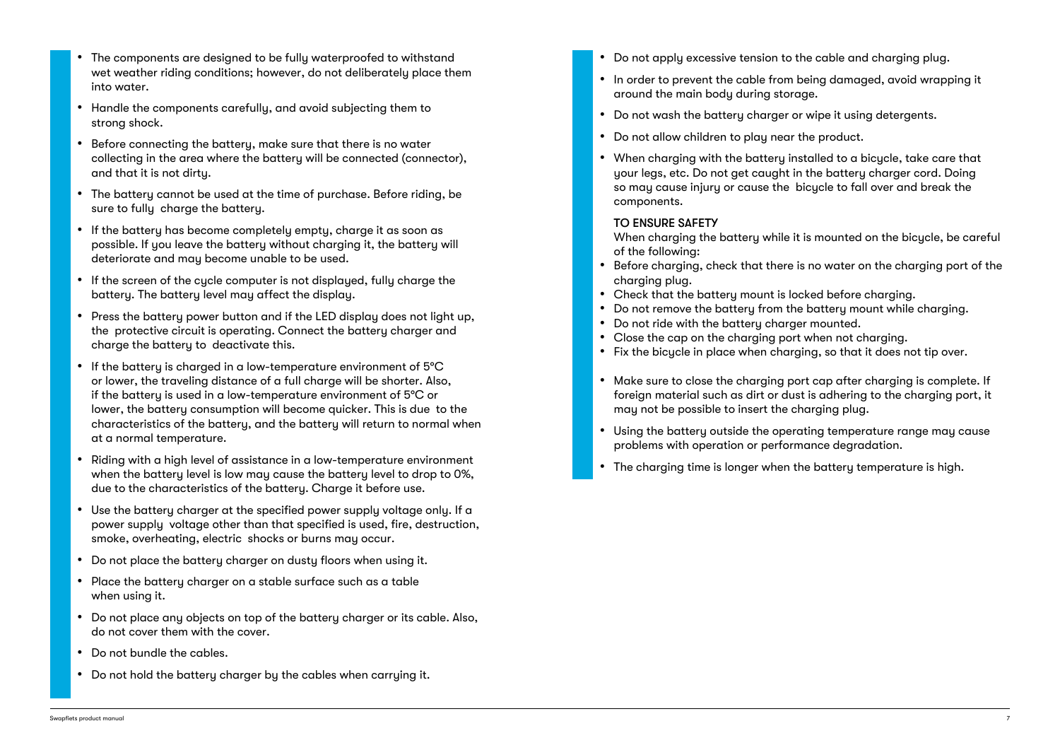- The components are designed to be fully waterproofed to withstand wet weather riding conditions; however, do not deliberately place them into water.
- Handle the components carefully, and avoid subjecting them to strong shock.
- Before connecting the battery, make sure that there is no water collecting in the area where the battery will be connected (connector), and that it is not dirty.
- The battery cannot be used at the time of purchase. Before riding, be sure to fully charge the battery.
- If the battery has become completely empty, charge it as soon as possible. If you leave the battery without charging it, the battery will deteriorate and may become unable to be used.
- If the screen of the cycle computer is not displayed, fully charge the battery. The battery level may affect the display.
- Press the battery power button and if the LED display does not light up, the protective circuit is operating. Connect the battery charger and charge the battery to deactivate this.
- If the battery is charged in a low-temperature environment of 5°C or lower, the traveling distance of a full charge will be shorter. Also, if the battery is used in a low-temperature environment of 5°C or lower, the battery consumption will become quicker. This is due to the characteristics of the battery, and the battery will return to normal when at a normal temperature.
- Riding with a high level of assistance in a low-temperature environment when the battery level is low may cause the battery level to drop to 0%, due to the characteristics of the battery. Charge it before use.
- Use the battery charger at the specified power supply voltage only. If a power supply voltage other than that specified is used, fire, destruction, smoke, overheating, electric shocks or burns may occur.
- Do not place the battery charger on dusty floors when using it.
- Place the battery charger on a stable surface such as a table when using it.
- Do not place any objects on top of the battery charger or its cable. Also, do not cover them with the cover.
- Do not bundle the cables.
- Do not hold the battery charger by the cables when carrying it.
- Do not apply excessive tension to the cable and charging plug.
- In order to prevent the cable from being damaged, avoid wrapping it around the main body during storage.
- Do not wash the battery charger or wipe it using detergents.
- Do not allow children to play near the product.
- When charging with the battery installed to a bicycle, take care that your legs, etc. Do not get caught in the battery charger cord. Doing so may cause injury or cause the bicycle to fall over and break the components.

TO ENSURE SAFETY

When charging the battery while it is mounted on the bicycle, be careful of the following:

- Before charging, check that there is no water on the charging port of the charging plug.
- Check that the battery mount is locked before charging.
- Do not remove the battery from the battery mount while charging.
- Do not ride with the battery charger mounted.
- Close the cap on the charging port when not charging.
- Fix the bicycle in place when charging, so that it does not tip over.

- Make sure to close the charging port cap after charging is complete. If foreign material such as dirt or dust is adhering to the charging port, it may not be possible to insert the charging plug.
- Using the battery outside the operating temperature range may cause problems with operation or performance degradation.
- The charging time is longer when the battery temperature is high.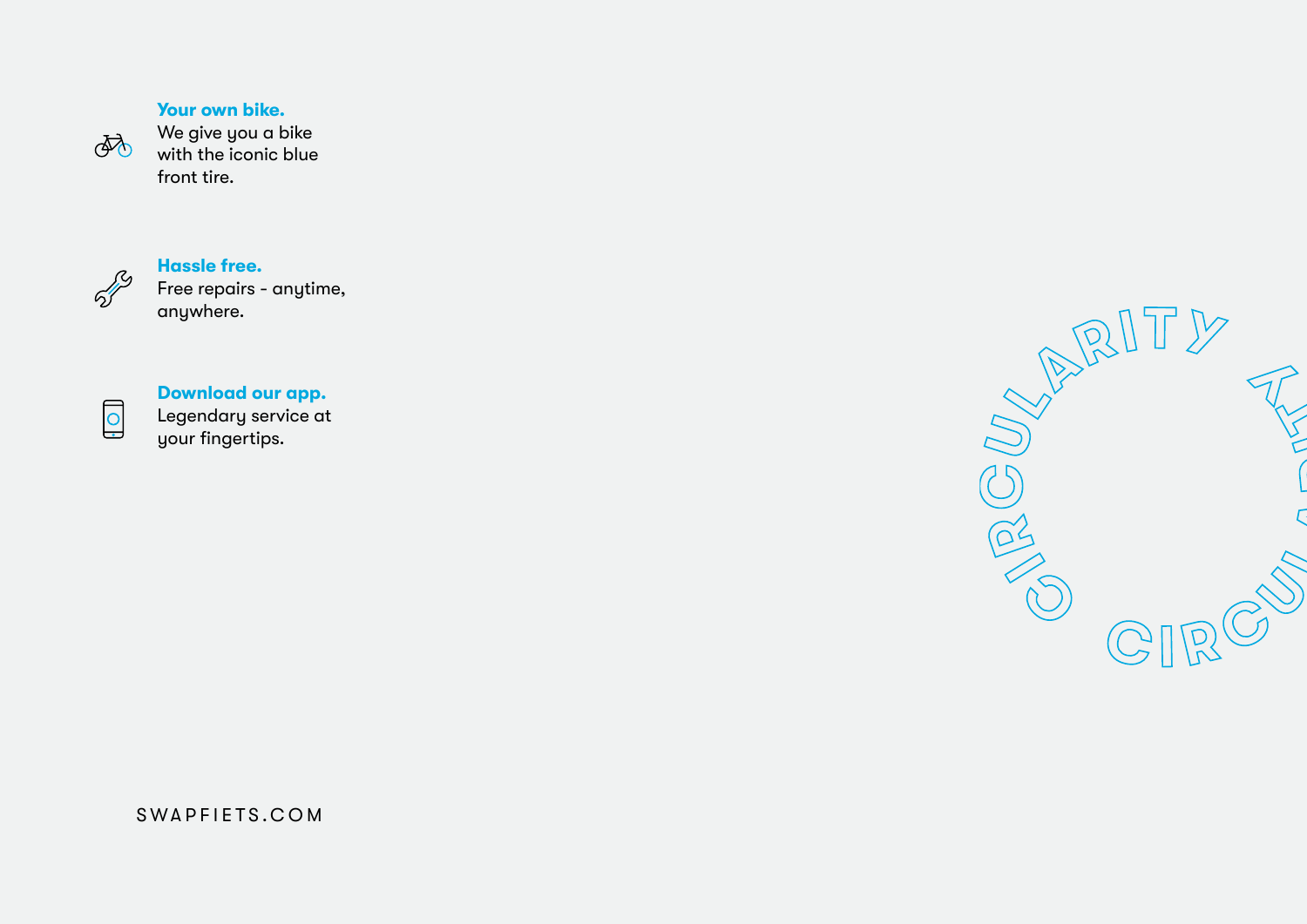**Your own bike.**
We give you a bike with the iconic blue front tire.

**Hassle free.**
Free repairs - anytime, anywhere.

**Download our app.**
Legendary service at your fingertips.

SWAPFIETS.COM